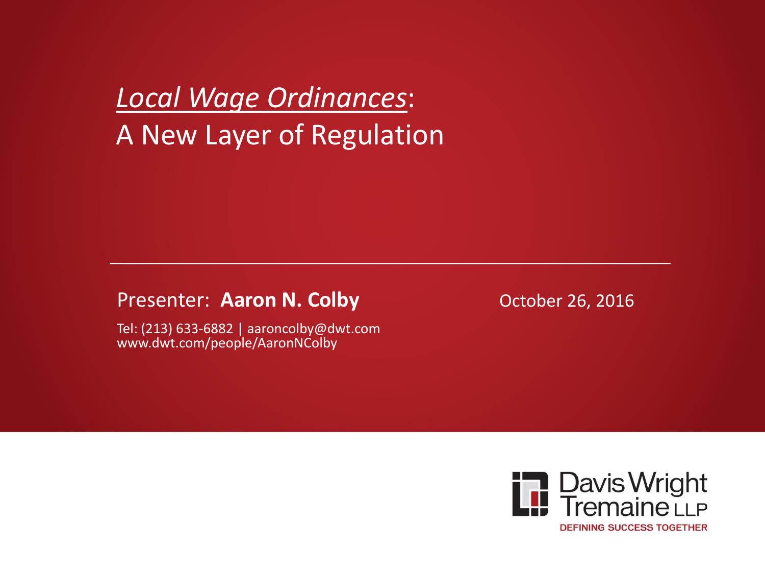# *Local Wage Ordinances*: A New Layer of Regulation

Presenter: **Aaron N. Colby**

October 26, 2016

Tel: (213) 633-6882 | aaroncolby@dwt.com
www.dwt.com/people/AaronNColby

Davis Wright Tremaine LLP
DEFINING SUCCESS TOGETHER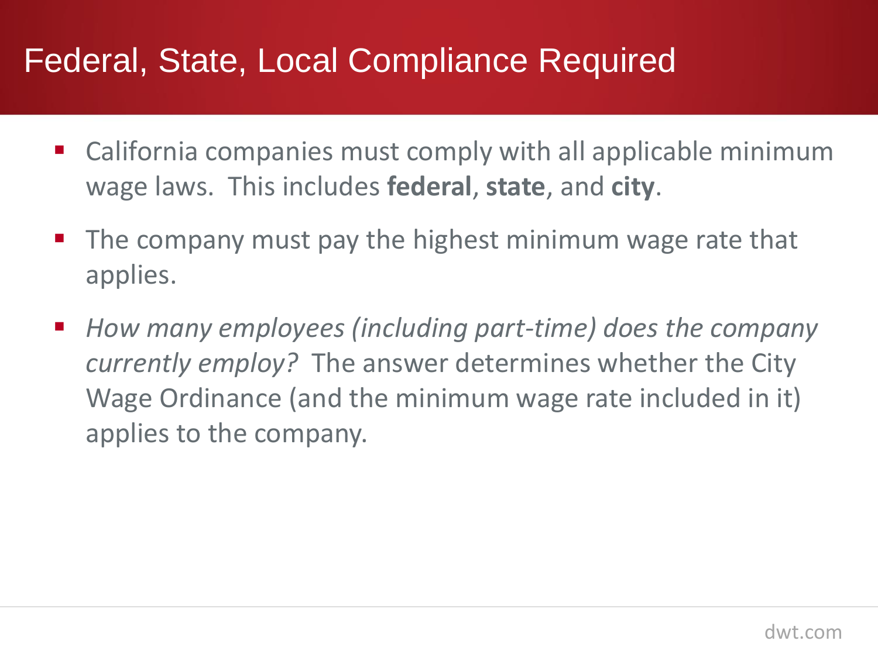# Federal, State, Local Compliance Required

- California companies must comply with all applicable minimum wage laws. This includes **federal**, **state**, and **city**.
- The company must pay the highest minimum wage rate that applies.
- *How many employees (including part-time) does the company currently employ?* The answer determines whether the City Wage Ordinance (and the minimum wage rate included in it) applies to the company.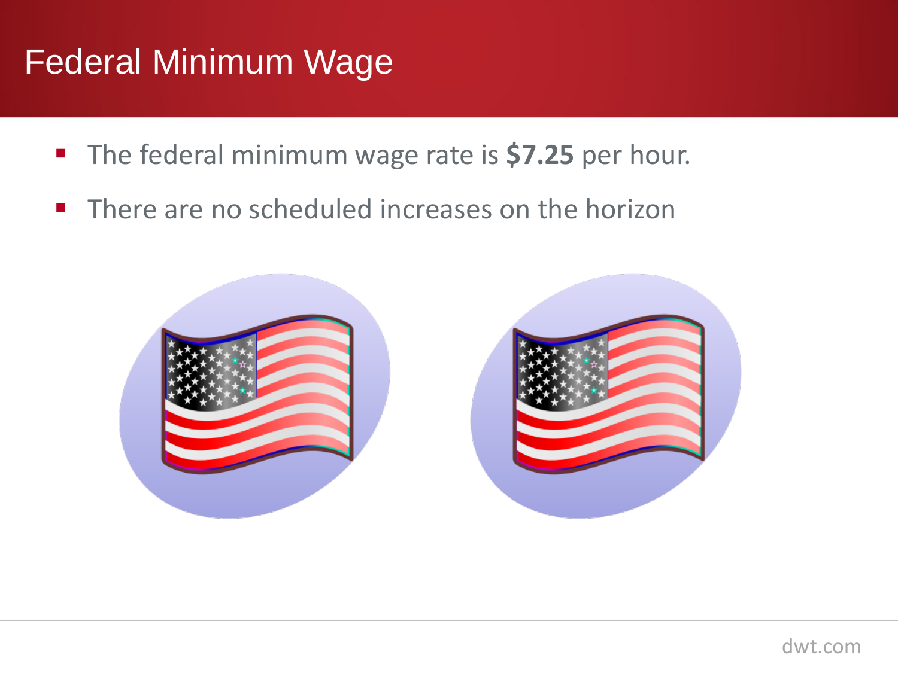# Federal Minimum Wage

- The federal minimum wage rate is **$7.25** per hour.
- There are no scheduled increases on the horizon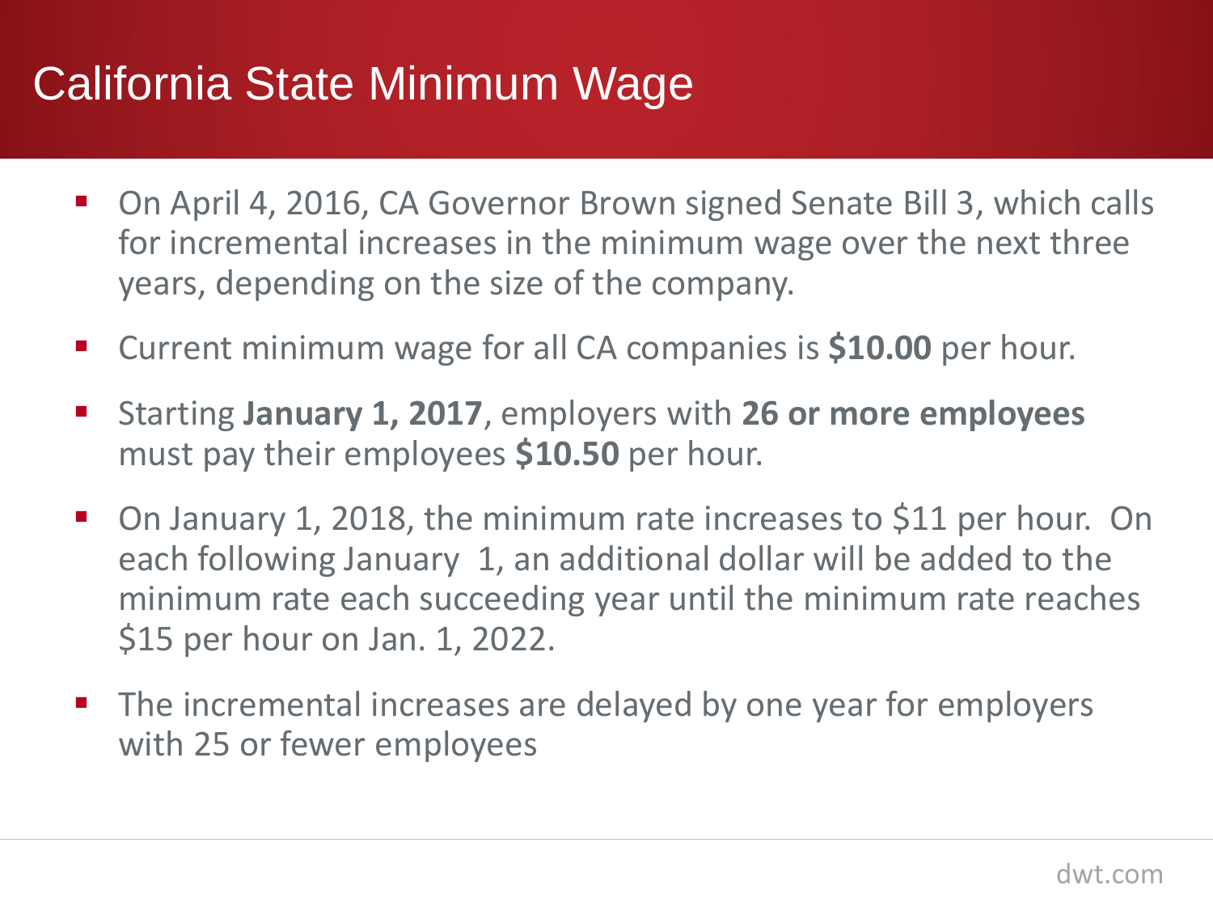# California State Minimum Wage

- On April 4, 2016, CA Governor Brown signed Senate Bill 3, which calls for incremental increases in the minimum wage over the next three years, depending on the size of the company.
- Current minimum wage for all CA companies is **$10.00** per hour.
- Starting **January 1, 2017**, employers with **26 or more employees** must pay their employees **$10.50** per hour.
- On January 1, 2018, the minimum rate increases to $11 per hour. On each following January 1, an additional dollar will be added to the minimum rate each succeeding year until the minimum rate reaches $15 per hour on Jan. 1, 2022.
- The incremental increases are delayed by one year for employers with 25 or fewer employees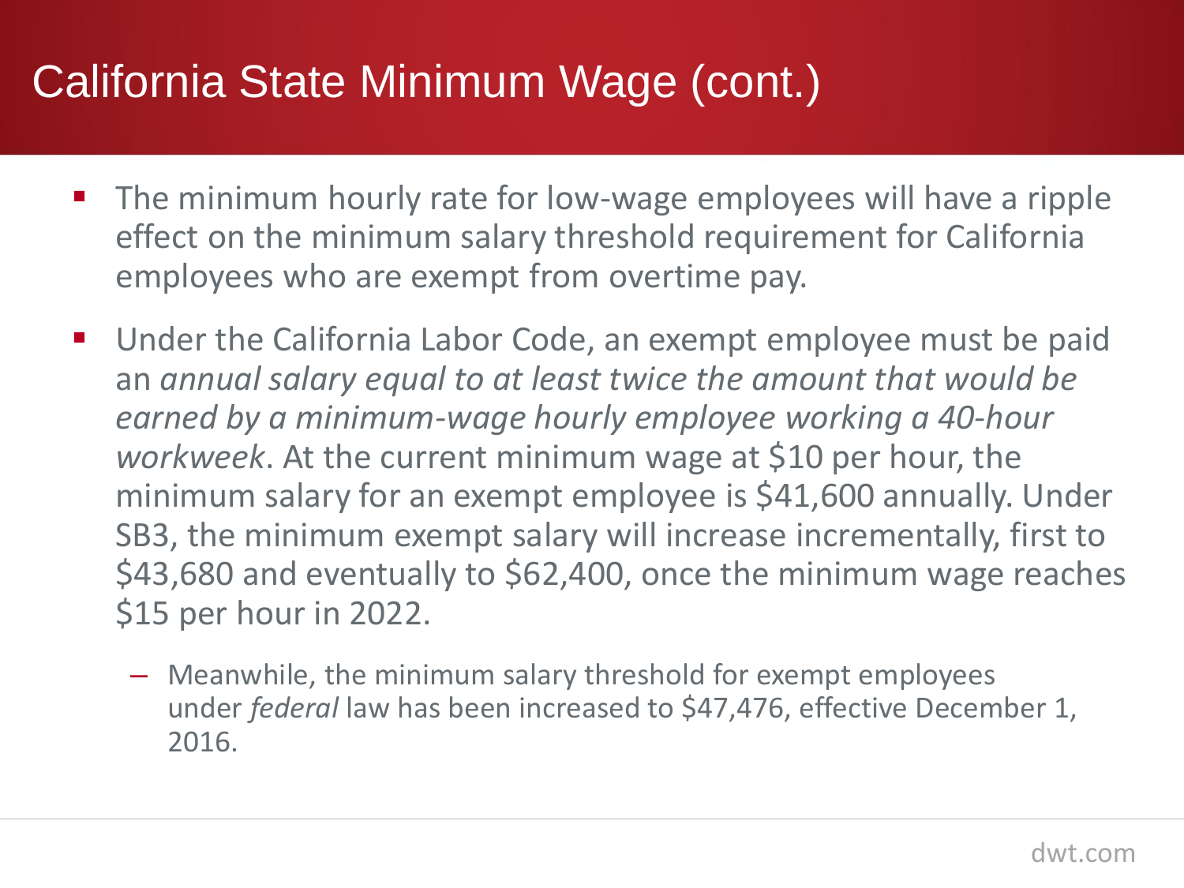# California State Minimum Wage (cont.)

- The minimum hourly rate for low-wage employees will have a ripple effect on the minimum salary threshold requirement for California employees who are exempt from overtime pay.
- Under the California Labor Code, an exempt employee must be paid an *annual salary equal to at least twice the amount that would be earned by a minimum-wage hourly employee working a 40-hour workweek*. At the current minimum wage at $10 per hour, the minimum salary for an exempt employee is $41,600 annually. Under SB3, the minimum exempt salary will increase incrementally, first to $43,680 and eventually to $62,400, once the minimum wage reaches $15 per hour in 2022.
  - Meanwhile, the minimum salary threshold for exempt employees under *federal* law has been increased to $47,476, effective December 1, 2016.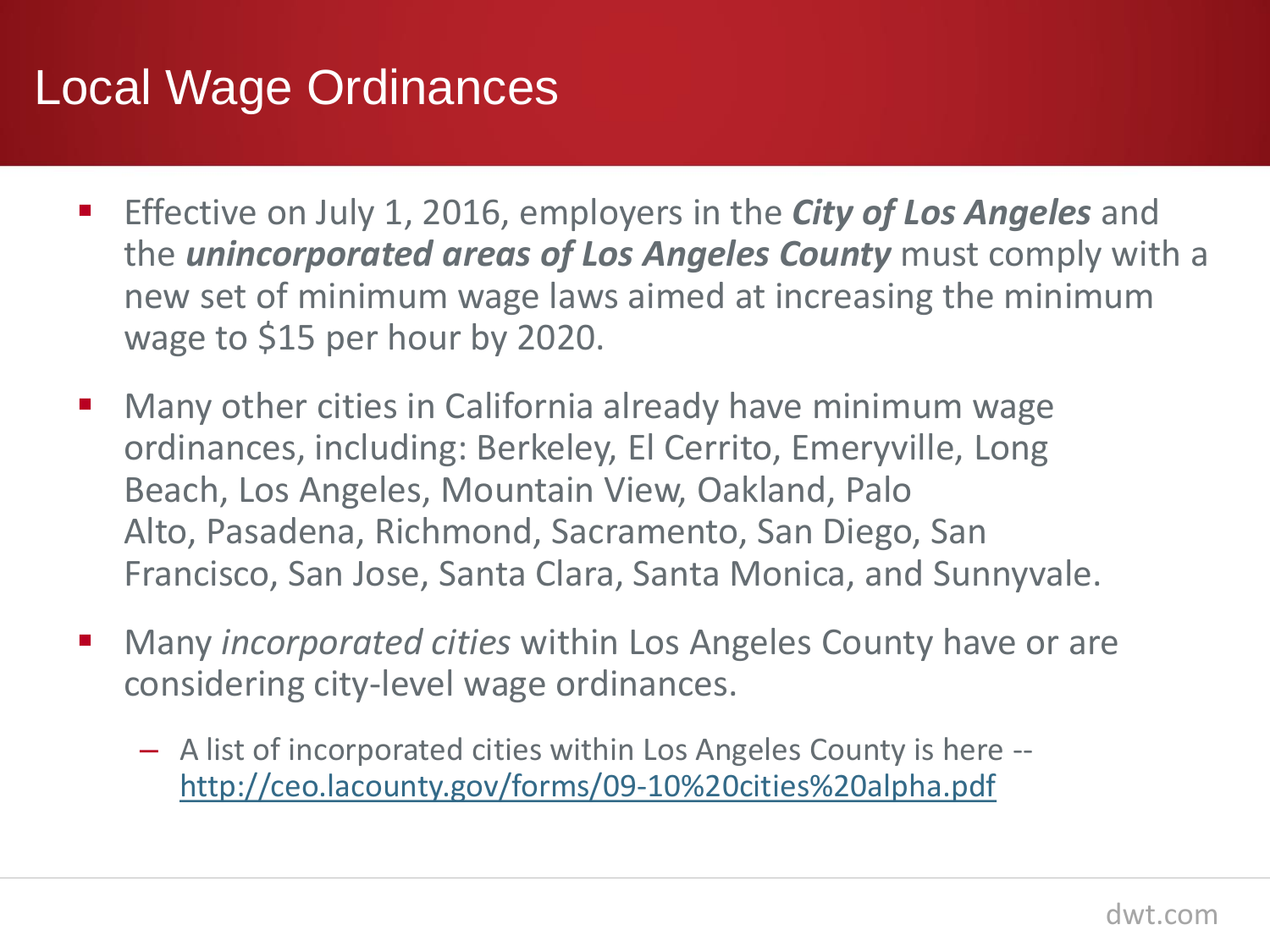# Local Wage Ordinances

- Effective on July 1, 2016, employers in the ***City of Los Angeles*** and the ***unincorporated areas of Los Angeles County*** must comply with a new set of minimum wage laws aimed at increasing the minimum wage to $15 per hour by 2020.
- Many other cities in California already have minimum wage ordinances, including: Berkeley, El Cerrito, Emeryville, Long Beach, Los Angeles, Mountain View, Oakland, Palo Alto, Pasadena, Richmond, Sacramento, San Diego, San Francisco, San Jose, Santa Clara, Santa Monica, and Sunnyvale.
- Many *incorporated cities* within Los Angeles County have or are considering city-level wage ordinances.
  - A list of incorporated cities within Los Angeles County is here -- [http://ceo.lacounty.gov/forms/09-10%20cities%20alpha.pdf](http://ceo.lacounty.gov/forms/09-10%20cities%20alpha.pdf)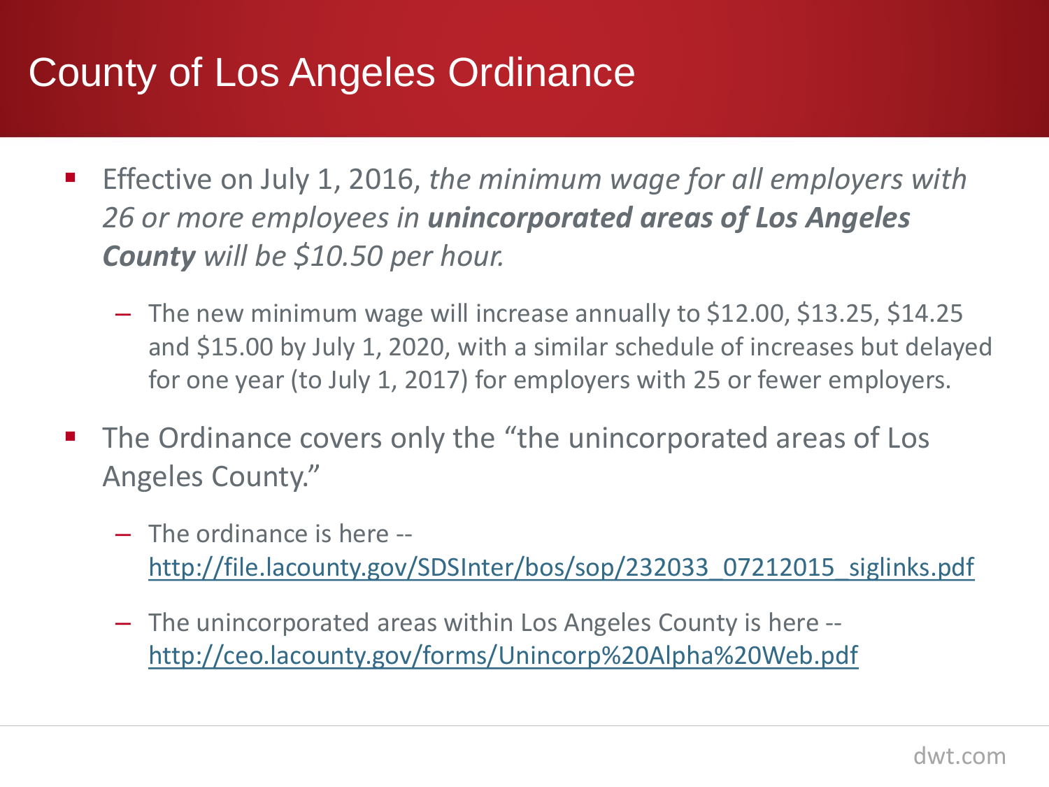# County of Los Angeles Ordinance

- Effective on July 1, 2016, *the minimum wage for all employers with 26 or more employees in* ***unincorporated areas of Los Angeles County*** *will be $10.50 per hour.*
  - The new minimum wage will increase annually to $12.00, $13.25, $14.25 and $15.00 by July 1, 2020, with a similar schedule of increases but delayed for one year (to July 1, 2017) for employers with 25 or fewer employers.
- The Ordinance covers only the "the unincorporated areas of Los Angeles County."
  - The ordinance is here -- http://file.lacounty.gov/SDSInter/bos/sop/232033_07212015_siglinks.pdf
  - The unincorporated areas within Los Angeles County is here -- http://ceo.lacounty.gov/forms/Unincorp%20Alpha%20Web.pdf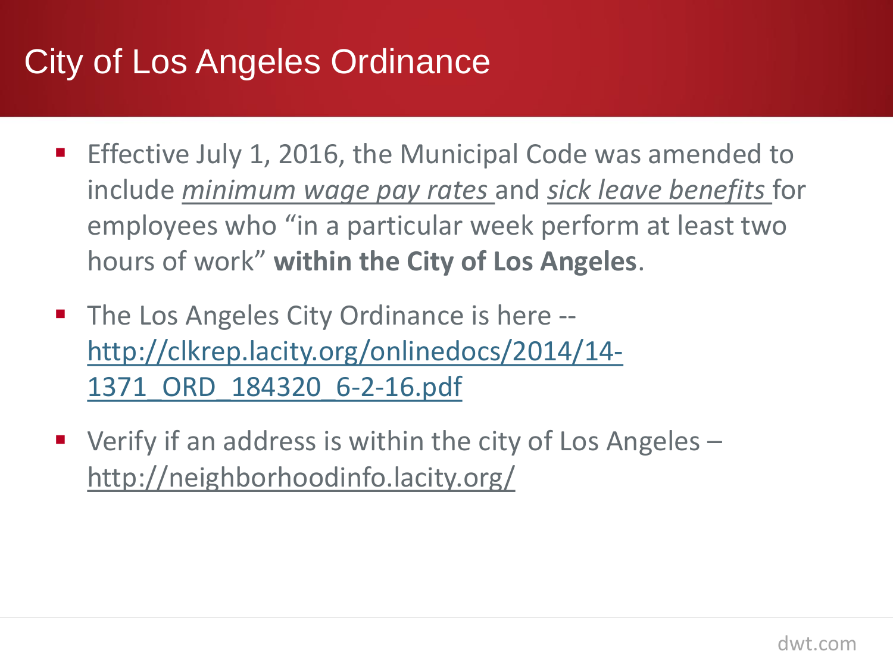# City of Los Angeles Ordinance

- Effective July 1, 2016, the Municipal Code was amended to include *minimum wage pay rates* and *sick leave benefits* for employees who "in a particular week perform at least two hours of work" **within the City of Los Angeles**.
- The Los Angeles City Ordinance is here -- http://clkrep.lacity.org/onlinedocs/2014/14-1371_ORD_184320_6-2-16.pdf
- Verify if an address is within the city of Los Angeles – http://neighborhoodinfo.lacity.org/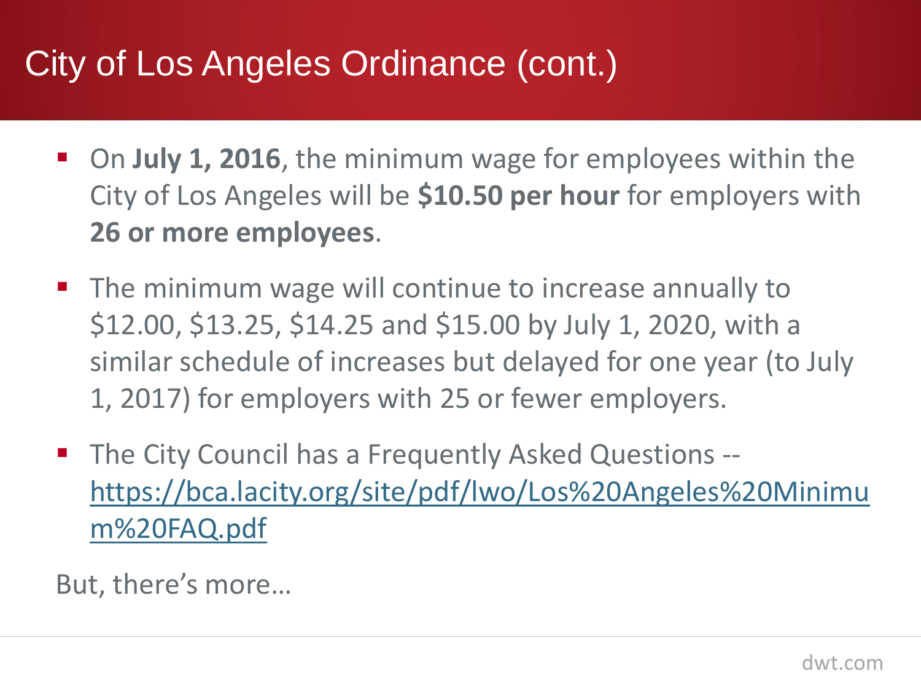# City of Los Angeles Ordinance (cont.)

- On **July 1, 2016**, the minimum wage for employees within the City of Los Angeles will be **$10.50 per hour** for employers with **26 or more employees**.
- The minimum wage will continue to increase annually to $12.00, $13.25, $14.25 and $15.00 by July 1, 2020, with a similar schedule of increases but delayed for one year (to July 1, 2017) for employers with 25 or fewer employers.
- The City Council has a Frequently Asked Questions -- https://bca.lacity.org/site/pdf/lwo/Los%20Angeles%20Minimum%20FAQ.pdf

But, there's more…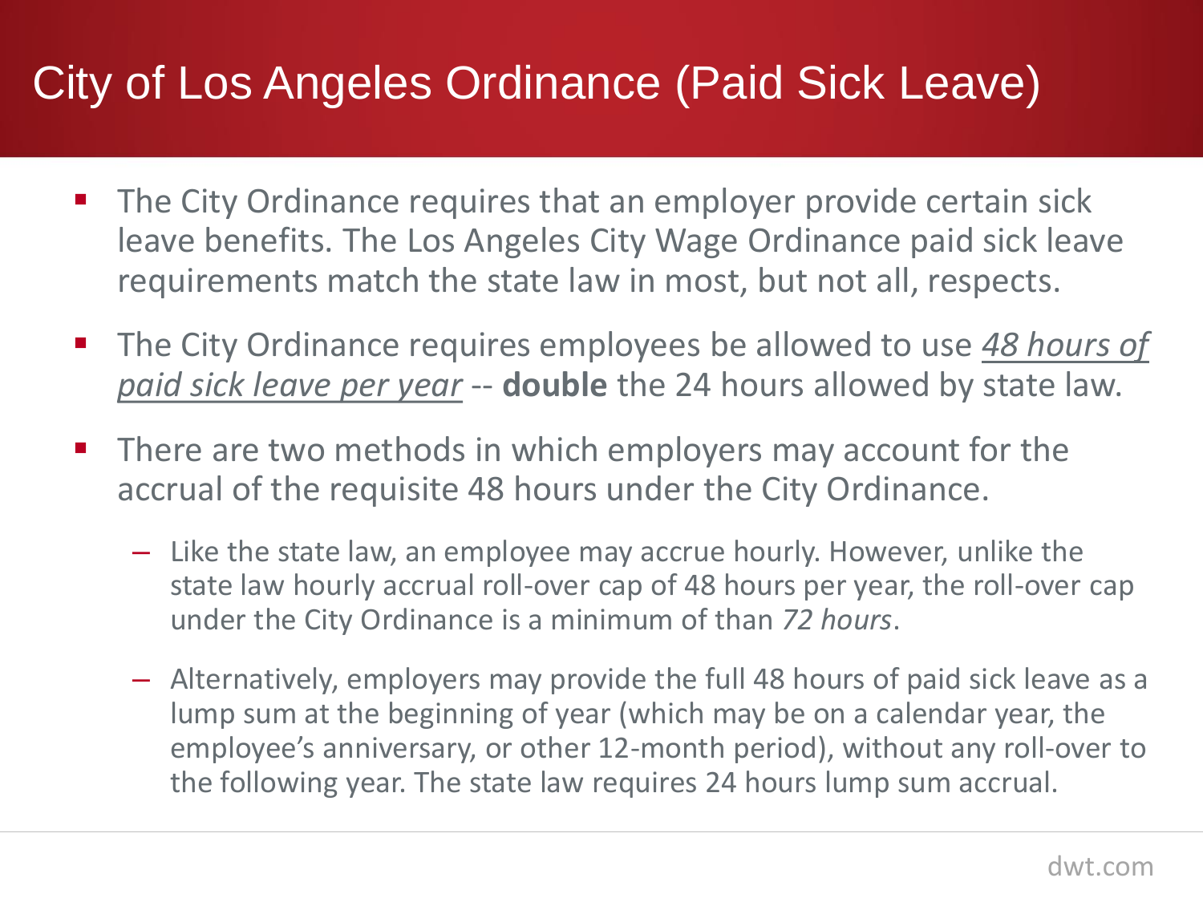# City of Los Angeles Ordinance (Paid Sick Leave)

- The City Ordinance requires that an employer provide certain sick leave benefits. The Los Angeles City Wage Ordinance paid sick leave requirements match the state law in most, but not all, respects.
- The City Ordinance requires employees be allowed to use *<u>48 hours of paid sick leave per year</u>* -- **double** the 24 hours allowed by state law.
- There are two methods in which employers may account for the accrual of the requisite 48 hours under the City Ordinance.
  - Like the state law, an employee may accrue hourly. However, unlike the state law hourly accrual roll-over cap of 48 hours per year, the roll-over cap under the City Ordinance is a minimum of than *72 hours*.
  - Alternatively, employers may provide the full 48 hours of paid sick leave as a lump sum at the beginning of year (which may be on a calendar year, the employee's anniversary, or other 12-month period), without any roll-over to the following year. The state law requires 24 hours lump sum accrual.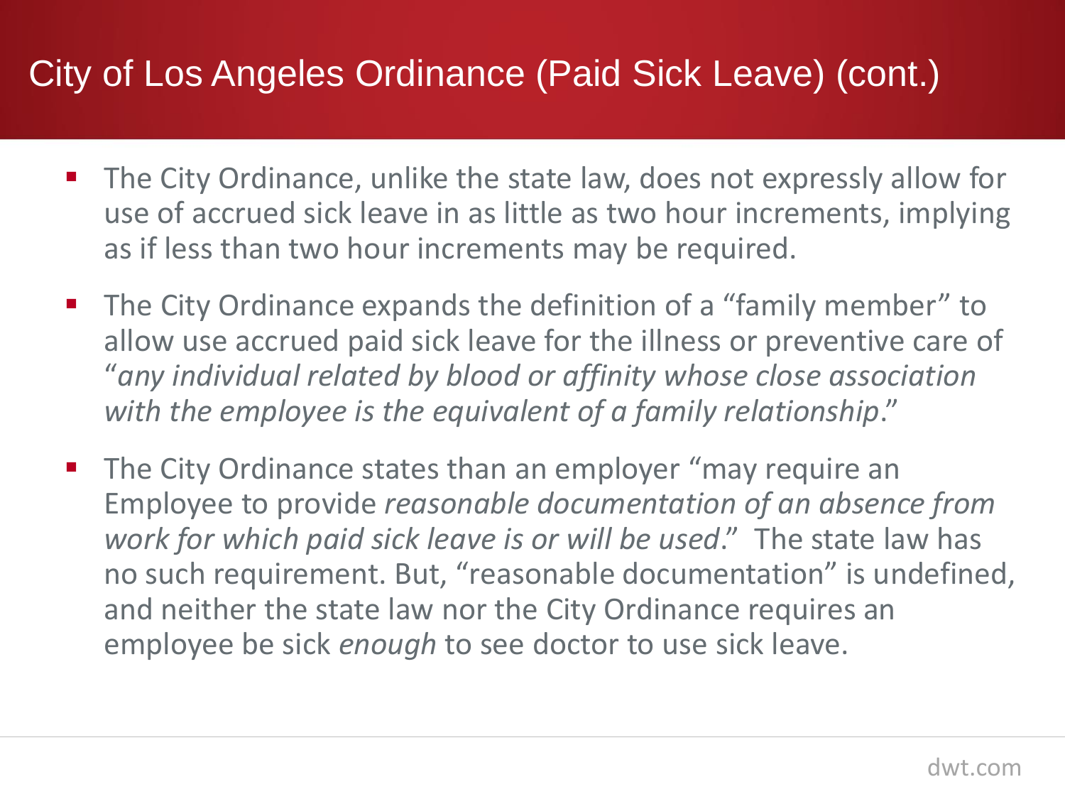# City of Los Angeles Ordinance (Paid Sick Leave) (cont.)

- The City Ordinance, unlike the state law, does not expressly allow for use of accrued sick leave in as little as two hour increments, implying as if less than two hour increments may be required.
- The City Ordinance expands the definition of a "family member" to allow use accrued paid sick leave for the illness or preventive care of "*any individual related by blood or affinity whose close association with the employee is the equivalent of a family relationship*."
- The City Ordinance states than an employer "may require an Employee to provide *reasonable documentation of an absence from work for which paid sick leave is or will be used*." The state law has no such requirement. But, "reasonable documentation" is undefined, and neither the state law nor the City Ordinance requires an employee be sick *enough* to see doctor to use sick leave.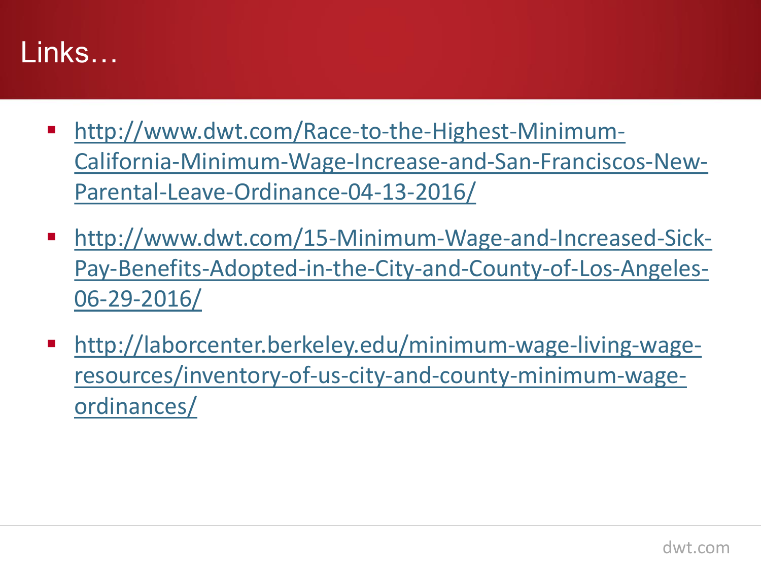# Links…

- http://www.dwt.com/Race-to-the-Highest-Minimum-California-Minimum-Wage-Increase-and-San-Franciscos-New-Parental-Leave-Ordinance-04-13-2016/
- http://www.dwt.com/15-Minimum-Wage-and-Increased-Sick-Pay-Benefits-Adopted-in-the-City-and-County-of-Los-Angeles-06-29-2016/
- http://laborcenter.berkeley.edu/minimum-wage-living-wage-resources/inventory-of-us-city-and-county-minimum-wage-ordinances/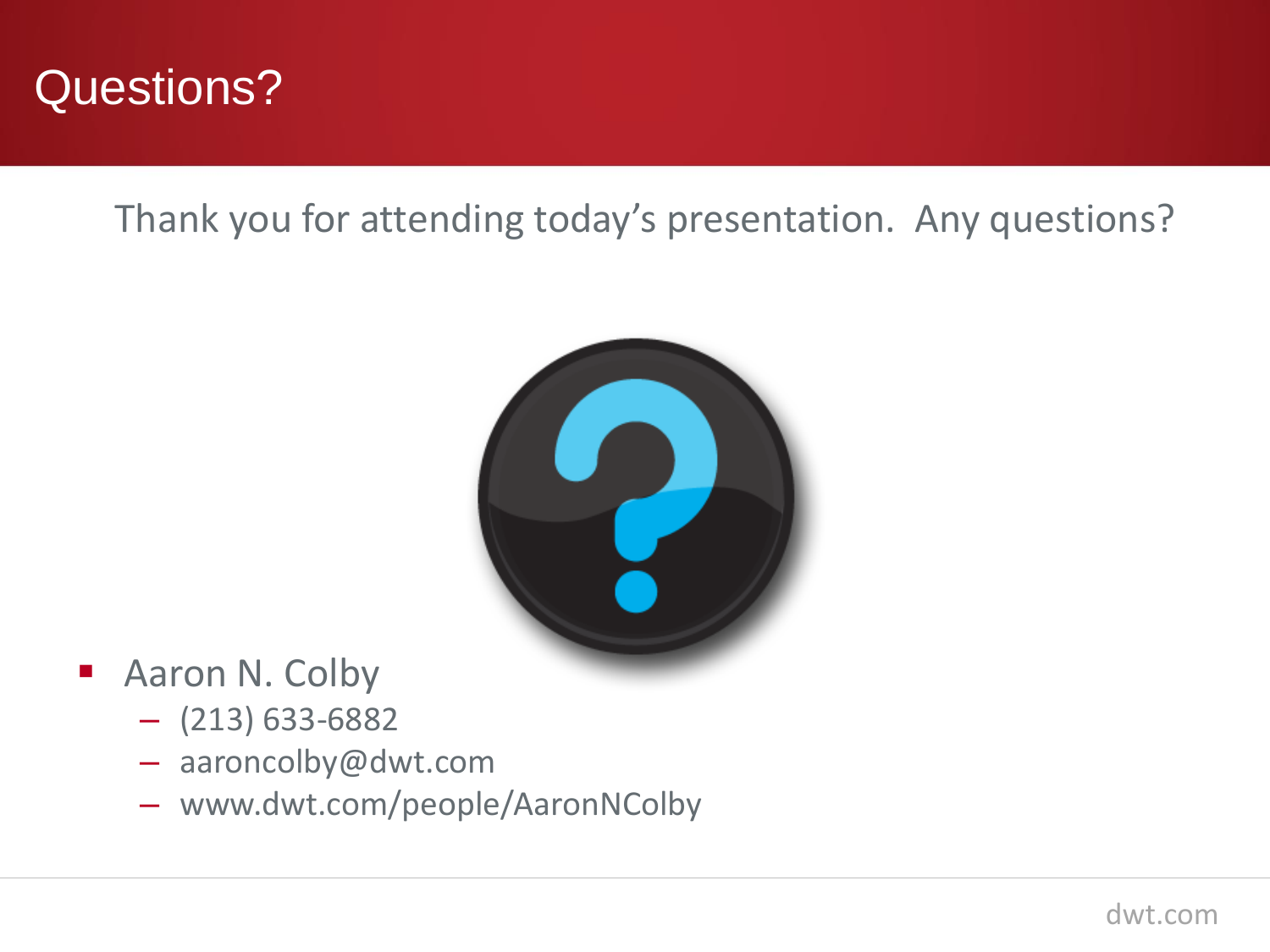# Questions?

Thank you for attending today's presentation. Any questions?

- Aaron N. Colby
  - (213) 633-6882
  - aaroncolby@dwt.com
  - www.dwt.com/people/AaronNColby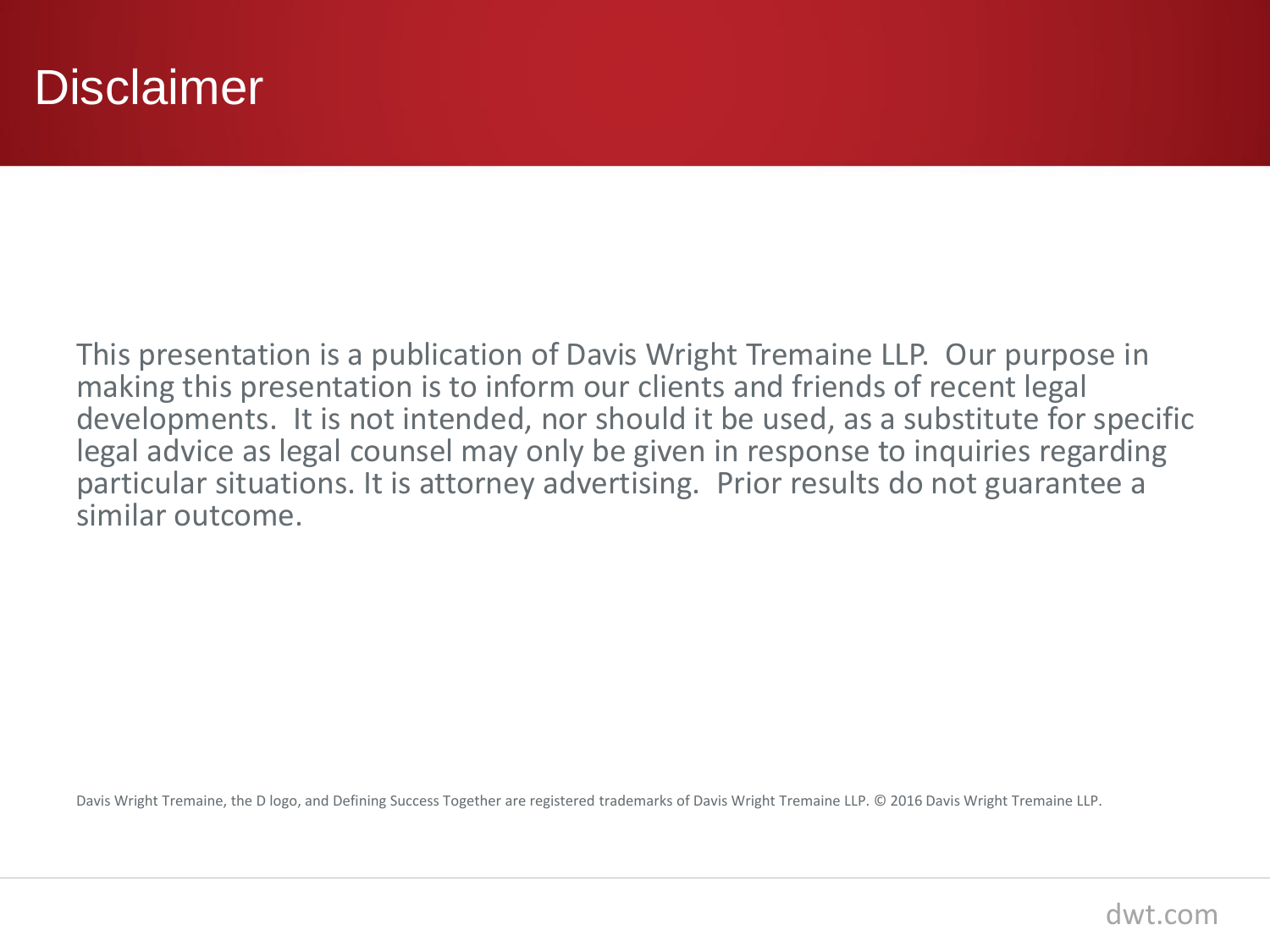# Disclaimer

This presentation is a publication of Davis Wright Tremaine LLP. Our purpose in making this presentation is to inform our clients and friends of recent legal developments. It is not intended, nor should it be used, as a substitute for specific legal advice as legal counsel may only be given in response to inquiries regarding particular situations. It is attorney advertising. Prior results do not guarantee a similar outcome.

Davis Wright Tremaine, the D logo, and Defining Success Together are registered trademarks of Davis Wright Tremaine LLP. © 2016 Davis Wright Tremaine LLP.

dwt.com